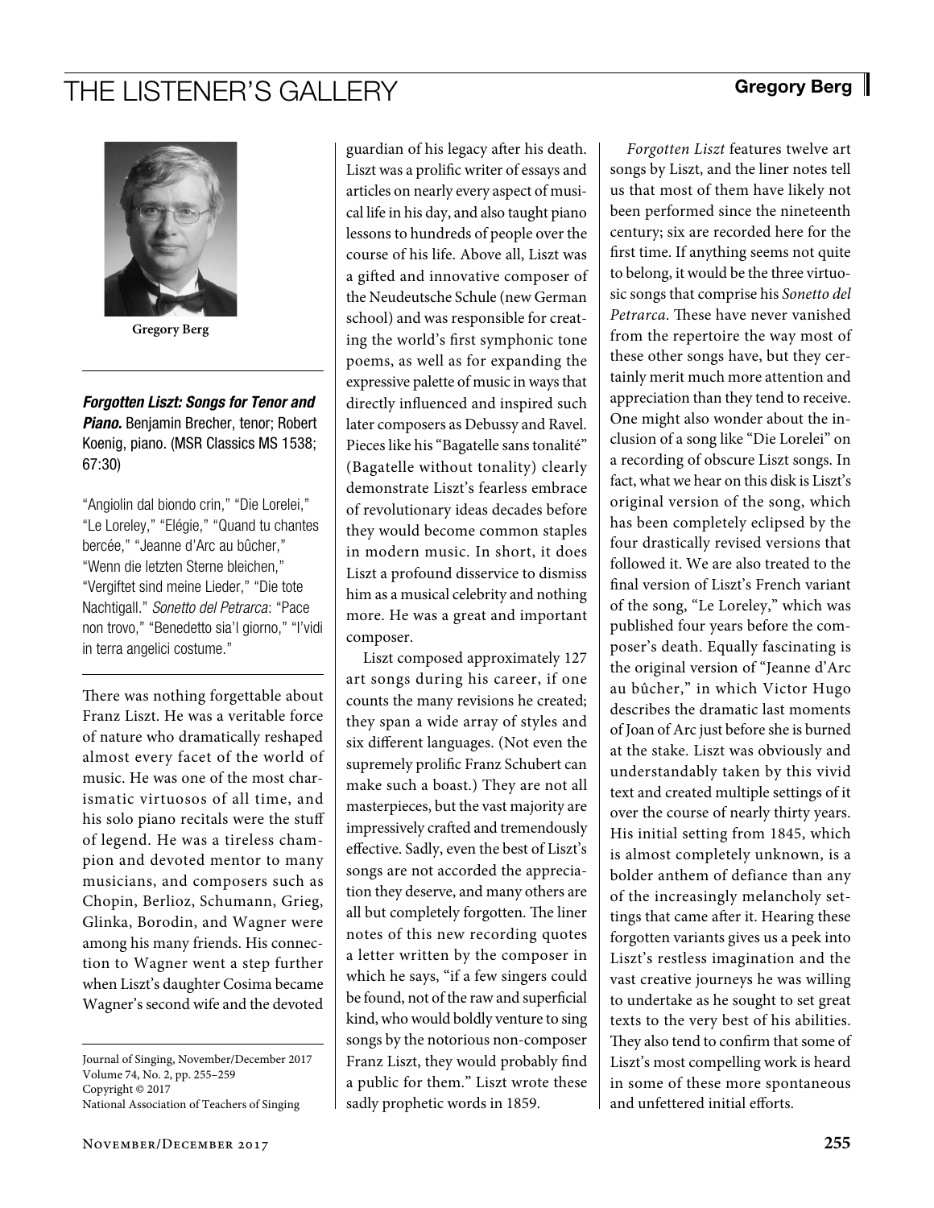# THE LISTENER'S GALLERY

**Gregory Berg**

Gregory Berg

***Forgotten Liszt: Songs for Tenor and Piano.*** Benjamin Brecher, tenor; Robert Koenig, piano. (MSR Classics MS 1538; 67:30)

"Angiolin dal biondo crin," "Die Lorelei," "Le Loreley," "Elégie," "Quand tu chantes bercée," "Jeanne d'Arc au bûcher," "Wenn die letzten Sterne bleichen," "Vergiftet sind meine Lieder," "Die tote Nachtigall." *Sonetto del Petrarca*: "Pace non trovo," "Benedetto sia'l giorno," "I'vidi in terra angelici costume."

There was nothing forgettable about Franz Liszt. He was a veritable force of nature who dramatically reshaped almost every facet of the world of music. He was one of the most charismatic virtuosos of all time, and his solo piano recitals were the stuff of legend. He was a tireless champion and devoted mentor to many musicians, and composers such as Chopin, Berlioz, Schumann, Grieg, Glinka, Borodin, and Wagner were among his many friends. His connection to Wagner went a step further when Liszt's daughter Cosima became Wagner's second wife and the devoted guardian of his legacy after his death. Liszt was a prolific writer of essays and articles on nearly every aspect of musical life in his day, and also taught piano lessons to hundreds of people over the course of his life. Above all, Liszt was a gifted and innovative composer of the Neudeutsche Schule (new German school) and was responsible for creating the world's first symphonic tone poems, as well as for expanding the expressive palette of music in ways that directly influenced and inspired such later composers as Debussy and Ravel. Pieces like his "Bagatelle sans tonalité" (Bagatelle without tonality) clearly demonstrate Liszt's fearless embrace of revolutionary ideas decades before they would become common staples in modern music. In short, it does Liszt a profound disservice to dismiss him as a musical celebrity and nothing more. He was a great and important composer.

Liszt composed approximately 127 art songs during his career, if one counts the many revisions he created; they span a wide array of styles and six different languages. (Not even the supremely prolific Franz Schubert can make such a boast.) They are not all masterpieces, but the vast majority are impressively crafted and tremendously effective. Sadly, even the best of Liszt's songs are not accorded the appreciation they deserve, and many others are all but completely forgotten. The liner notes of this new recording quotes a letter written by the composer in which he says, "if a few singers could be found, not of the raw and superficial kind, who would boldly venture to sing songs by the notorious non-composer Franz Liszt, they would probably find a public for them." Liszt wrote these sadly prophetic words in 1859.

*Forgotten Liszt* features twelve art songs by Liszt, and the liner notes tell us that most of them have likely not been performed since the nineteenth century; six are recorded here for the first time. If anything seems not quite to belong, it would be the three virtuosic songs that comprise his *Sonetto del Petrarca*. These have never vanished from the repertoire the way most of these other songs have, but they certainly merit much more attention and appreciation than they tend to receive. One might also wonder about the inclusion of a song like "Die Lorelei" on a recording of obscure Liszt songs. In fact, what we hear on this disk is Liszt's original version of the song, which has been completely eclipsed by the four drastically revised versions that followed it. We are also treated to the final version of Liszt's French variant of the song, "Le Loreley," which was published four years before the composer's death. Equally fascinating is the original version of "Jeanne d'Arc au bûcher," in which Victor Hugo describes the dramatic last moments of Joan of Arc just before she is burned at the stake. Liszt was obviously and understandably taken by this vivid text and created multiple settings of it over the course of nearly thirty years. His initial setting from 1845, which is almost completely unknown, is a bolder anthem of defiance than any of the increasingly melancholy settings that came after it. Hearing these forgotten variants gives us a peek into Liszt's restless imagination and the vast creative journeys he was willing to undertake as he sought to set great texts to the very best of his abilities. They also tend to confirm that some of Liszt's most compelling work is heard in some of these more spontaneous and unfettered initial efforts.

Journal of Singing, November/December 2017
Volume 74, No. 2, pp. 255–259
Copyright © 2017
National Association of Teachers of Singing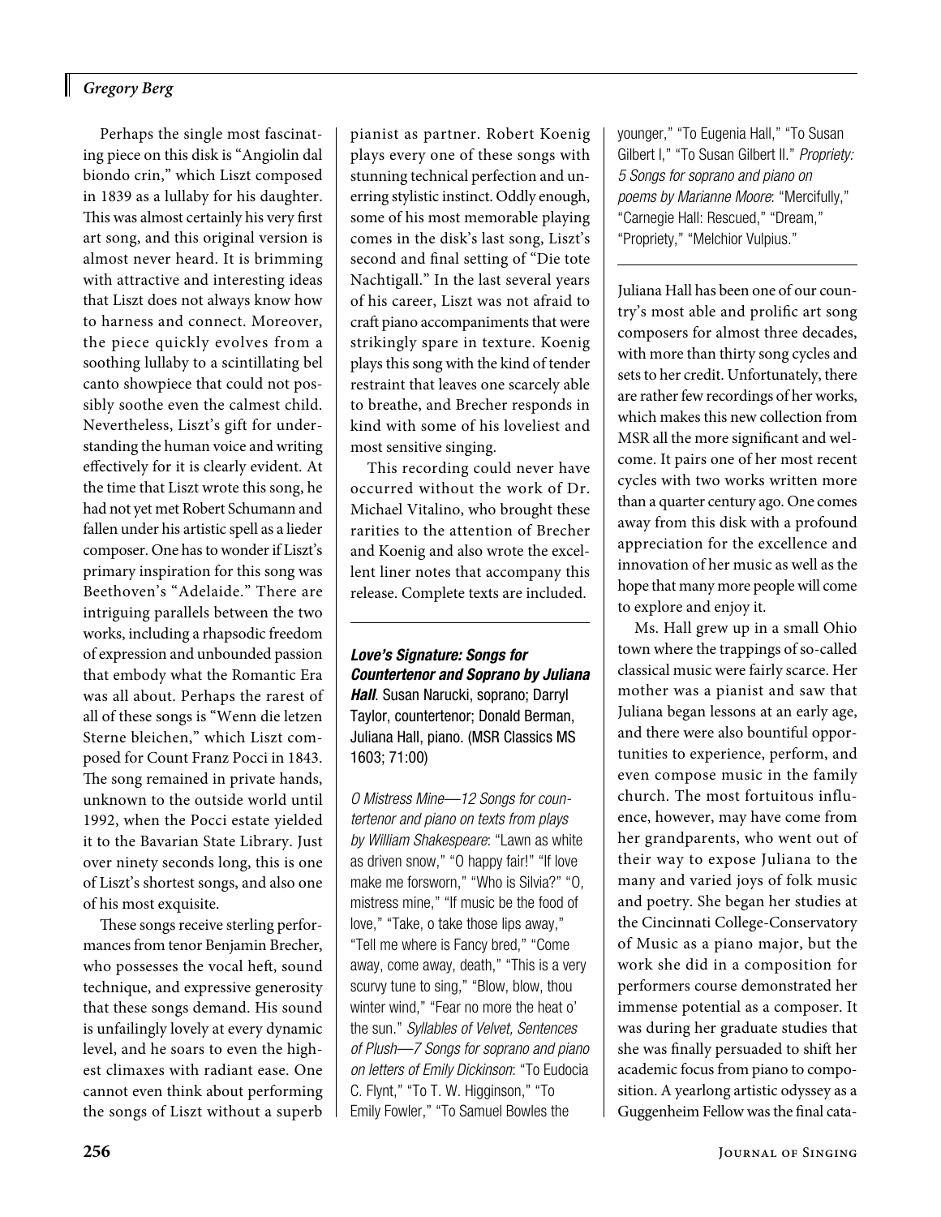Perhaps the single most fascinating piece on this disk is "Angiolin dal biondo crin," which Liszt composed in 1839 as a lullaby for his daughter. This was almost certainly his very first art song, and this original version is almost never heard. It is brimming with attractive and interesting ideas that Liszt does not always know how to harness and connect. Moreover, the piece quickly evolves from a soothing lullaby to a scintillating bel canto showpiece that could not possibly soothe even the calmest child. Nevertheless, Liszt's gift for understanding the human voice and writing effectively for it is clearly evident. At the time that Liszt wrote this song, he had not yet met Robert Schumann and fallen under his artistic spell as a lieder composer. One has to wonder if Liszt's primary inspiration for this song was Beethoven's "Adelaide." There are intriguing parallels between the two works, including a rhapsodic freedom of expression and unbounded passion that embody what the Romantic Era was all about. Perhaps the rarest of all of these songs is "Wenn die letzen Sterne bleichen," which Liszt composed for Count Franz Pocci in 1843. The song remained in private hands, unknown to the outside world until 1992, when the Pocci estate yielded it to the Bavarian State Library. Just over ninety seconds long, this is one of Liszt's shortest songs, and also one of his most exquisite.

These songs receive sterling performances from tenor Benjamin Brecher, who possesses the vocal heft, sound technique, and expressive generosity that these songs demand. His sound is unfailingly lovely at every dynamic level, and he soars to even the highest climaxes with radiant ease. One cannot even think about performing the songs of Liszt without a superb pianist as partner. Robert Koenig plays every one of these songs with stunning technical perfection and unerring stylistic instinct. Oddly enough, some of his most memorable playing comes in the disk's last song, Liszt's second and final setting of "Die tote Nachtigall." In the last several years of his career, Liszt was not afraid to craft piano accompaniments that were strikingly spare in texture. Koenig plays this song with the kind of tender restraint that leaves one scarcely able to breathe, and Brecher responds in kind with some of his loveliest and most sensitive singing.

This recording could never have occurred without the work of Dr. Michael Vitalino, who brought these rarities to the attention of Brecher and Koenig and also wrote the excellent liner notes that accompany this release. Complete texts are included.

---

***Love's Signature: Songs for Countertenor and Soprano by Juliana Hall***. Susan Narucki, soprano; Darryl Taylor, countertenor; Donald Berman, Juliana Hall, piano. (MSR Classics MS 1603; 71:00)

*O Mistress Mine—12 Songs for countertenor and piano on texts from plays by William Shakespeare*: "Lawn as white as driven snow," "O happy fair!" "If love make me forsworn," "Who is Silvia?" "O, mistress mine," "If music be the food of love," "Take, o take those lips away," "Tell me where is Fancy bred," "Come away, come away, death," "This is a very scurvy tune to sing," "Blow, blow, thou winter wind," "Fear no more the heat o' the sun." *Syllables of Velvet, Sentences of Plush—7 Songs for soprano and piano on letters of Emily Dickinson*: "To Eudocia C. Flynt," "To T. W. Higginson," "To Emily Fowler," "To Samuel Bowles the younger," "To Eugenia Hall," "To Susan Gilbert I," "To Susan Gilbert II." *Propriety: 5 Songs for soprano and piano on poems by Marianne Moore*: "Mercifully," "Carnegie Hall: Rescued," "Dream," "Propriety," "Melchior Vulpius."

---

Juliana Hall has been one of our country's most able and prolific art song composers for almost three decades, with more than thirty song cycles and sets to her credit. Unfortunately, there are rather few recordings of her works, which makes this new collection from MSR all the more significant and welcome. It pairs one of her most recent cycles with two works written more than a quarter century ago. One comes away from this disk with a profound appreciation for the excellence and innovation of her music as well as the hope that many more people will come to explore and enjoy it.

Ms. Hall grew up in a small Ohio town where the trappings of so-called classical music were fairly scarce. Her mother was a pianist and saw that Juliana began lessons at an early age, and there were also bountiful opportunities to experience, perform, and even compose music in the family church. The most fortuitous influence, however, may have come from her grandparents, who went out of their way to expose Juliana to the many and varied joys of folk music and poetry. She began her studies at the Cincinnati College-Conservatory of Music as a piano major, but the work she did in a composition for performers course demonstrated her immense potential as a composer. It was during her graduate studies that she was finally persuaded to shift her academic focus from piano to composition. A yearlong artistic odyssey as a Guggenheim Fellow was the final cata-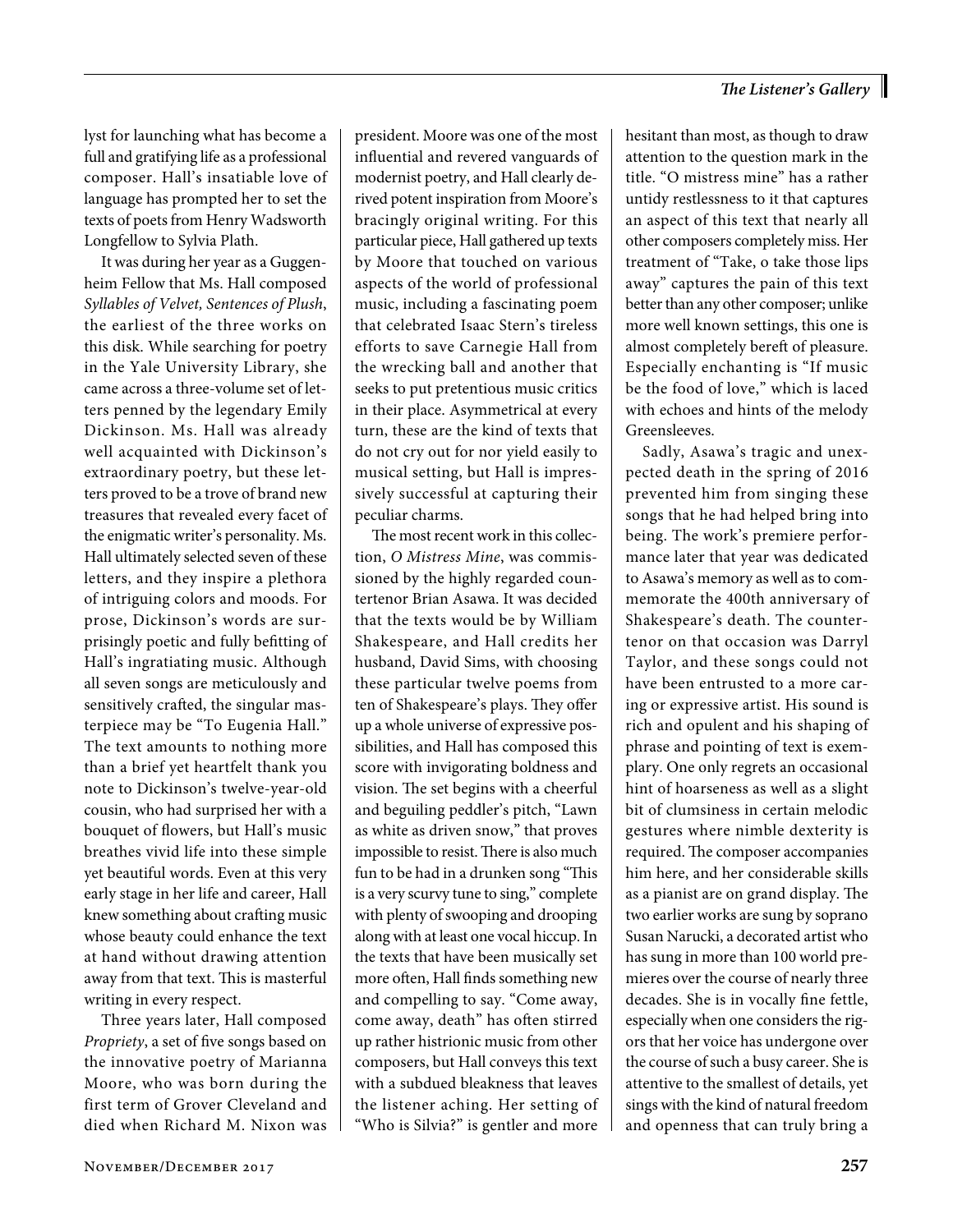lyst for launching what has become a full and gratifying life as a professional composer. Hall's insatiable love of language has prompted her to set the texts of poets from Henry Wadsworth Longfellow to Sylvia Plath.

It was during her year as a Guggenheim Fellow that Ms. Hall composed *Syllables of Velvet, Sentences of Plush*, the earliest of the three works on this disk. While searching for poetry in the Yale University Library, she came across a three-volume set of letters penned by the legendary Emily Dickinson. Ms. Hall was already well acquainted with Dickinson's extraordinary poetry, but these letters proved to be a trove of brand new treasures that revealed every facet of the enigmatic writer's personality. Ms. Hall ultimately selected seven of these letters, and they inspire a plethora of intriguing colors and moods. For prose, Dickinson's words are surprisingly poetic and fully befitting of Hall's ingratiating music. Although all seven songs are meticulously and sensitively crafted, the singular masterpiece may be "To Eugenia Hall." The text amounts to nothing more than a brief yet heartfelt thank you note to Dickinson's twelve-year-old cousin, who had surprised her with a bouquet of flowers, but Hall's music breathes vivid life into these simple yet beautiful words. Even at this very early stage in her life and career, Hall knew something about crafting music whose beauty could enhance the text at hand without drawing attention away from that text. This is masterful writing in every respect.

Three years later, Hall composed *Propriety*, a set of five songs based on the innovative poetry of Marianna Moore, who was born during the first term of Grover Cleveland and died when Richard M. Nixon was president. Moore was one of the most influential and revered vanguards of modernist poetry, and Hall clearly derived potent inspiration from Moore's bracingly original writing. For this particular piece, Hall gathered up texts by Moore that touched on various aspects of the world of professional music, including a fascinating poem that celebrated Isaac Stern's tireless efforts to save Carnegie Hall from the wrecking ball and another that seeks to put pretentious music critics in their place. Asymmetrical at every turn, these are the kind of texts that do not cry out for nor yield easily to musical setting, but Hall is impressively successful at capturing their peculiar charms.

The most recent work in this collection, *O Mistress Mine*, was commissioned by the highly regarded countertenor Brian Asawa. It was decided that the texts would be by William Shakespeare, and Hall credits her husband, David Sims, with choosing these particular twelve poems from ten of Shakespeare's plays. They offer up a whole universe of expressive possibilities, and Hall has composed this score with invigorating boldness and vision. The set begins with a cheerful and beguiling peddler's pitch, "Lawn as white as driven snow," that proves impossible to resist. There is also much fun to be had in a drunken song "This is a very scurvy tune to sing," complete with plenty of swooping and drooping along with at least one vocal hiccup. In the texts that have been musically set more often, Hall finds something new and compelling to say. "Come away, come away, death" has often stirred up rather histrionic music from other composers, but Hall conveys this text with a subdued bleakness that leaves the listener aching. Her setting of "Who is Silvia?" is gentler and more hesitant than most, as though to draw attention to the question mark in the title. "O mistress mine" has a rather untidy restlessness to it that captures an aspect of this text that nearly all other composers completely miss. Her treatment of "Take, o take those lips away" captures the pain of this text better than any other composer; unlike more well known settings, this one is almost completely bereft of pleasure. Especially enchanting is "If music be the food of love," which is laced with echoes and hints of the melody Greensleeves.

Sadly, Asawa's tragic and unexpected death in the spring of 2016 prevented him from singing these songs that he had helped bring into being. The work's premiere performance later that year was dedicated to Asawa's memory as well as to commemorate the 400th anniversary of Shakespeare's death. The countertenor on that occasion was Darryl Taylor, and these songs could not have been entrusted to a more caring or expressive artist. His sound is rich and opulent and his shaping of phrase and pointing of text is exemplary. One only regrets an occasional hint of hoarseness as well as a slight bit of clumsiness in certain melodic gestures where nimble dexterity is required. The composer accompanies him here, and her considerable skills as a pianist are on grand display. The two earlier works are sung by soprano Susan Narucki, a decorated artist who has sung in more than 100 world premieres over the course of nearly three decades. She is in vocally fine fettle, especially when one considers the rigors that her voice has undergone over the course of such a busy career. She is attentive to the smallest of details, yet sings with the kind of natural freedom and openness that can truly bring a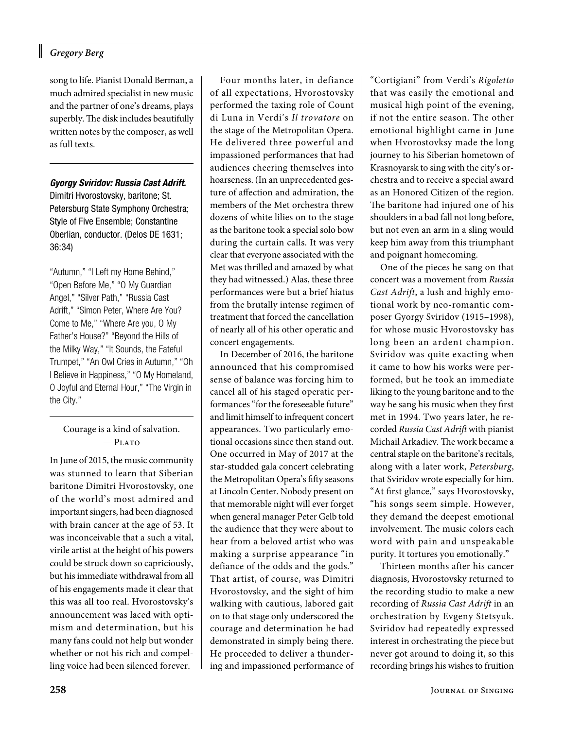song to life. Pianist Donald Berman, a much admired specialist in new music and the partner of one's dreams, plays superbly. The disk includes beautifully written notes by the composer, as well as full texts.

---

***Gyorgy Sviridov: Russia Cast Adrift.*** Dimitri Hvorostovsky, baritone; St. Petersburg State Symphony Orchestra; Style of Five Ensemble; Constantine Oberlian, conductor. (Delos DE 1631; 36:34)

"Autumn," "I Left my Home Behind," "Open Before Me," "O My Guardian Angel," "Silver Path," "Russia Cast Adrift," "Simon Peter, Where Are You? Come to Me," "Where Are you, O My Father's House?" "Beyond the Hills of the Milky Way," "It Sounds, the Fateful Trumpet," "An Owl Cries in Autumn," "Oh I Believe in Happiness," "O My Homeland, O Joyful and Eternal Hour," "The Virgin in the City."

---

Courage is a kind of salvation.
— Plato

In June of 2015, the music community was stunned to learn that Siberian baritone Dimitri Hvorostovsky, one of the world's most admired and important singers, had been diagnosed with brain cancer at the age of 53. It was inconceivable that a such a vital, virile artist at the height of his powers could be struck down so capriciously, but his immediate withdrawal from all of his engagements made it clear that this was all too real. Hvorostovsky's announcement was laced with optimism and determination, but his many fans could not help but wonder whether or not his rich and compelling voice had been silenced forever.

Four months later, in defiance of all expectations, Hvorostovsky performed the taxing role of Count di Luna in Verdi's *Il trovatore* on the stage of the Metropolitan Opera. He delivered three powerful and impassioned performances that had audiences cheering themselves into hoarseness. (In an unprecedented gesture of affection and admiration, the members of the Met orchestra threw dozens of white lilies on to the stage as the baritone took a special solo bow during the curtain calls. It was very clear that everyone associated with the Met was thrilled and amazed by what they had witnessed.) Alas, these three performances were but a brief hiatus from the brutally intense regimen of treatment that forced the cancellation of nearly all of his other operatic and concert engagements.

In December of 2016, the baritone announced that his compromised sense of balance was forcing him to cancel all of his staged operatic performances "for the foreseeable future" and limit himself to infrequent concert appearances. Two particularly emotional occasions since then stand out. One occurred in May of 2017 at the star-studded gala concert celebrating the Metropolitan Opera's fifty seasons at Lincoln Center. Nobody present on that memorable night will ever forget when general manager Peter Gelb told the audience that they were about to hear from a beloved artist who was making a surprise appearance "in defiance of the odds and the gods." That artist, of course, was Dimitri Hvorostovsky, and the sight of him walking with cautious, labored gait on to that stage only underscored the courage and determination he had demonstrated in simply being there. He proceeded to deliver a thundering and impassioned performance of "Cortigiani" from Verdi's *Rigoletto* that was easily the emotional and musical high point of the evening, if not the entire season. The other emotional highlight came in June when Hvorostovksy made the long journey to his Siberian hometown of Krasnoyarsk to sing with the city's orchestra and to receive a special award as an Honored Citizen of the region. The baritone had injured one of his shoulders in a bad fall not long before, but not even an arm in a sling would keep him away from this triumphant and poignant homecoming.

One of the pieces he sang on that concert was a movement from *Russia Cast Adrift*, a lush and highly emotional work by neo-romantic composer Gyorgy Sviridov (1915–1998), for whose music Hvorostovsky has long been an ardent champion. Sviridov was quite exacting when it came to how his works were performed, but he took an immediate liking to the young baritone and to the way he sang his music when they first met in 1994. Two years later, he recorded *Russia Cast Adrift* with pianist Michail Arkadiev. The work became a central staple on the baritone's recitals, along with a later work, *Petersburg*, that Sviridov wrote especially for him. "At first glance," says Hvorostovsky, "his songs seem simple. However, they demand the deepest emotional involvement. The music colors each word with pain and unspeakable purity. It tortures you emotionally."

Thirteen months after his cancer diagnosis, Hvorostovsky returned to the recording studio to make a new recording of *Russia Cast Adrift* in an orchestration by Evgeny Stetsyuk. Sviridov had repeatedly expressed interest in orchestrating the piece but never got around to doing it, so this recording brings his wishes to fruition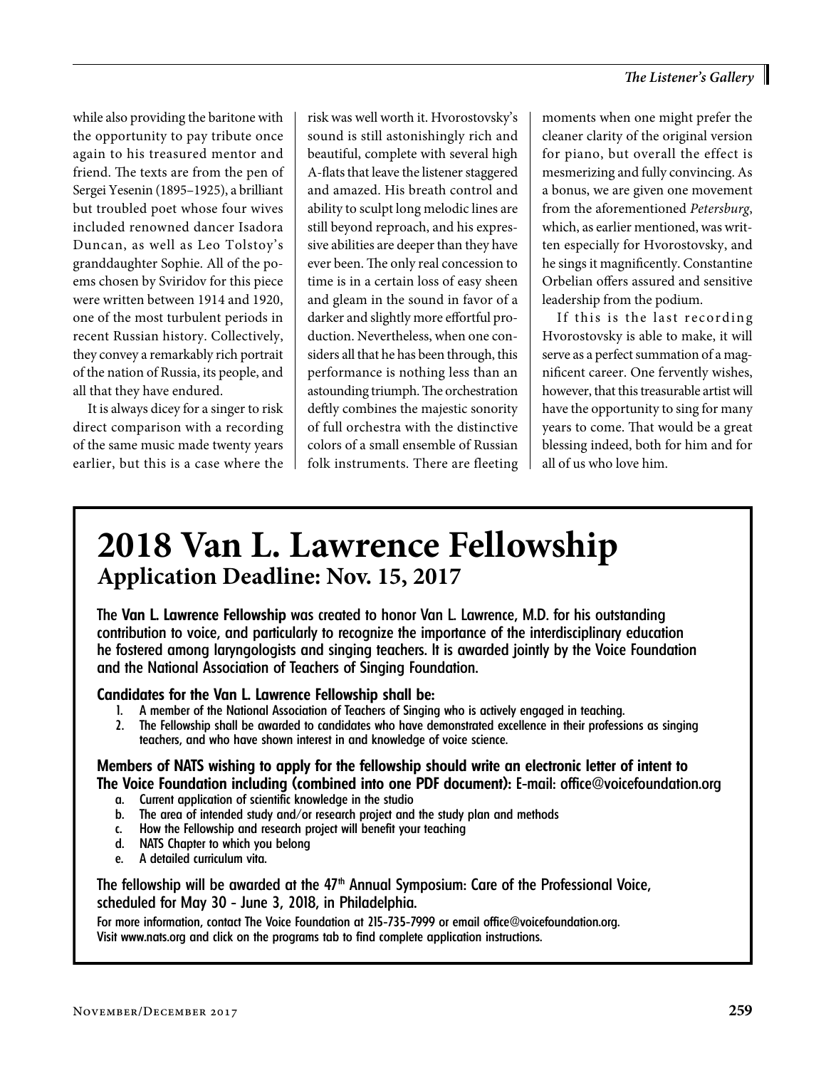while also providing the baritone with the opportunity to pay tribute once again to his treasured mentor and friend. The texts are from the pen of Sergei Yesenin (1895–1925), a brilliant but troubled poet whose four wives included renowned dancer Isadora Duncan, as well as Leo Tolstoy's granddaughter Sophie. All of the poems chosen by Sviridov for this piece were written between 1914 and 1920, one of the most turbulent periods in recent Russian history. Collectively, they convey a remarkably rich portrait of the nation of Russia, its people, and all that they have endured.

It is always dicey for a singer to risk direct comparison with a recording of the same music made twenty years earlier, but this is a case where the risk was well worth it. Hvorostovsky's sound is still astonishingly rich and beautiful, complete with several high A-flats that leave the listener staggered and amazed. His breath control and ability to sculpt long melodic lines are still beyond reproach, and his expressive abilities are deeper than they have ever been. The only real concession to time is in a certain loss of easy sheen and gleam in the sound in favor of a darker and slightly more effortful production. Nevertheless, when one considers all that he has been through, this performance is nothing less than an astounding triumph. The orchestration deftly combines the majestic sonority of full orchestra with the distinctive colors of a small ensemble of Russian folk instruments. There are fleeting moments when one might prefer the cleaner clarity of the original version for piano, but overall the effect is mesmerizing and fully convincing. As a bonus, we are given one movement from the aforementioned *Petersburg*, which, as earlier mentioned, was written especially for Hvorostovsky, and he sings it magnificently. Constantine Orbelian offers assured and sensitive leadership from the podium.

If this is the last recording Hvorostovsky is able to make, it will serve as a perfect summation of a magnificent career. One fervently wishes, however, that this treasurable artist will have the opportunity to sing for many years to come. That would be a great blessing indeed, both for him and for all of us who love him.

# 2018 Van L. Lawrence Fellowship

## Application Deadline: Nov. 15, 2017

The **Van L. Lawrence Fellowship** was created to honor Van L. Lawrence, M.D. for his outstanding contribution to voice, and particularly to recognize the importance of the interdisciplinary education he fostered among laryngologists and singing teachers. It is awarded jointly by the Voice Foundation and the National Association of Teachers of Singing Foundation.

**Candidates for the Van L. Lawrence Fellowship shall be:**

1. A member of the National Association of Teachers of Singing who is actively engaged in teaching.
2. The Fellowship shall be awarded to candidates who have demonstrated excellence in their professions as singing teachers, and who have shown interest in and knowledge of voice science.

**Members of NATS wishing to apply for the fellowship should write an electronic letter of intent to The Voice Foundation including (combined into one PDF document):** E-mail: office@voicefoundation.org

a. Current application of scientific knowledge in the studio
b. The area of intended study and/or research project and the study plan and methods
c. How the Fellowship and research project will benefit your teaching
d. NATS Chapter to which you belong
e. A detailed curriculum vita.

The fellowship will be awarded at the 47th Annual Symposium: Care of the Professional Voice, scheduled for May 30 - June 3, 2018, in Philadelphia.

For more information, contact The Voice Foundation at 215-735-7999 or email office@voicefoundation.org. Visit www.nats.org and click on the programs tab to find complete application instructions.